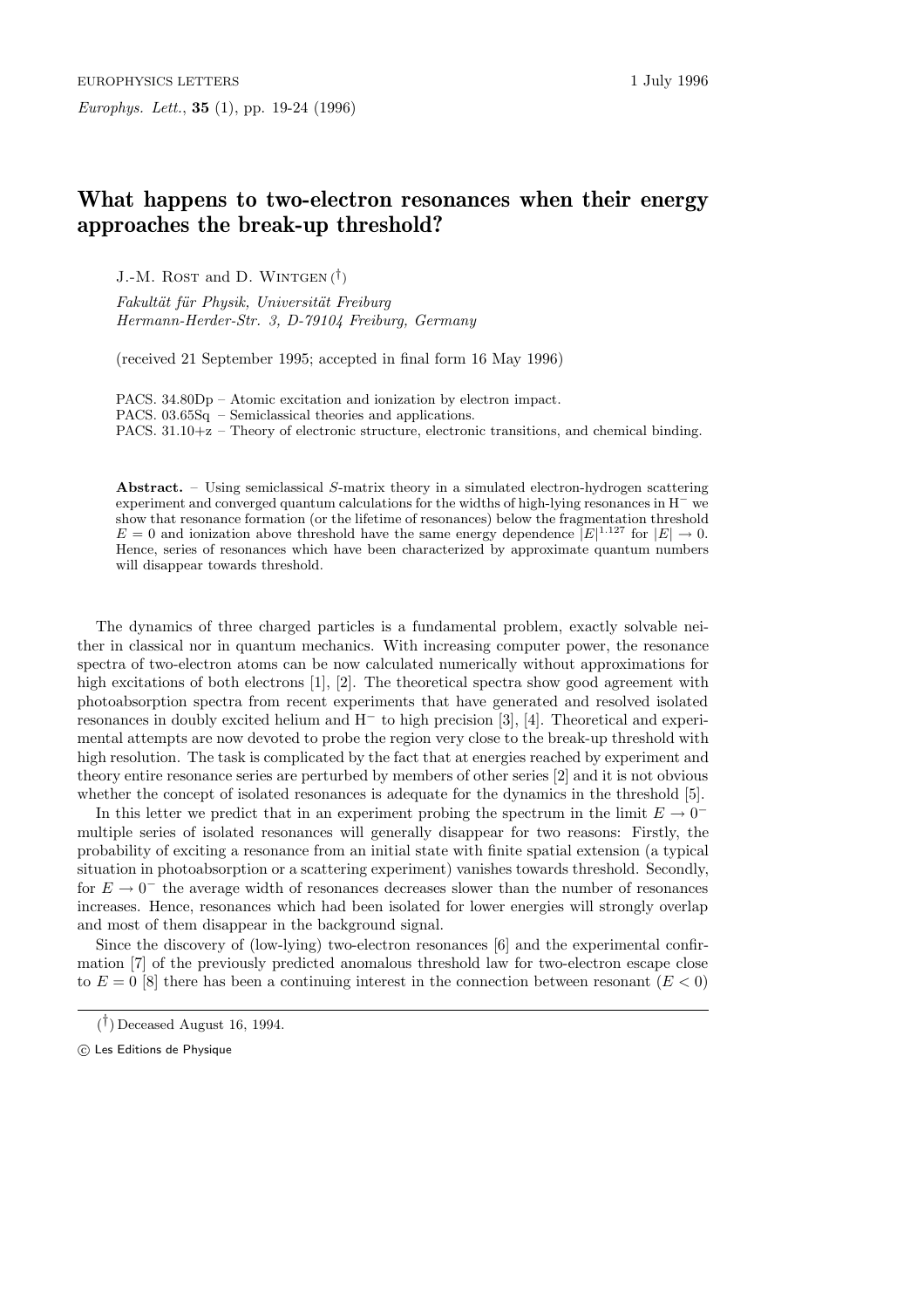# What happens to two-electron resonances when their energy approaches the break-up threshold?

J.-M. Rost and D. Wintgen (†)

*Fakultät für Physik, Universität Freiburg*
*Hermann-Herder-Str. 3, D-79104 Freiburg, Germany*

(received 21 September 1995; accepted in final form 16 May 1996)

PACS. 34.80Dp – Atomic excitation and ionization by electron impact.
PACS. 03.65Sq – Semiclassical theories and applications.
PACS. 31.10+z – Theory of electronic structure, electronic transitions, and chemical binding.

**Abstract.** – Using semiclassical $S$-matrix theory in a simulated electron-hydrogen scattering experiment and converged quantum calculations for the widths of high-lying resonances in $H^-$ we show that resonance formation (or the lifetime of resonances) below the fragmentation threshold $E = 0$ and ionization above threshold have the same energy dependence $|E|^{1.127}$ for $|E| \to 0$. Hence, series of resonances which have been characterized by approximate quantum numbers will disappear towards threshold.

The dynamics of three charged particles is a fundamental problem, exactly solvable neither in classical nor in quantum mechanics. With increasing computer power, the resonance spectra of two-electron atoms can be now calculated numerically without approximations for high excitations of both electrons [1], [2]. The theoretical spectra show good agreement with photoabsorption spectra from recent experiments that have generated and resolved isolated resonances in doubly excited helium and $H^-$ to high precision [3], [4]. Theoretical and experimental attempts are now devoted to probe the region very close to the break-up threshold with high resolution. The task is complicated by the fact that at energies reached by experiment and theory entire resonance series are perturbed by members of other series [2] and it is not obvious whether the concept of isolated resonances is adequate for the dynamics in the threshold [5].

In this letter we predict that in an experiment probing the spectrum in the limit $E \to 0^-$ multiple series of isolated resonances will generally disappear for two reasons: Firstly, the probability of exciting a resonance from an initial state with finite spatial extension (a typical situation in photoabsorption or a scattering experiment) vanishes towards threshold. Secondly, for $E \to 0^-$ the average width of resonances decreases slower than the number of resonances increases. Hence, resonances which had been isolated for lower energies will strongly overlap and most of them disappear in the background signal.

Since the discovery of (low-lying) two-electron resonances [6] and the experimental confirmation [7] of the previously predicted anomalous threshold law for two-electron escape close to $E = 0$ [8] there has been a continuing interest in the connection between resonant ($E < 0$)

(†) Deceased August 16, 1994.

© Les Editions de Physique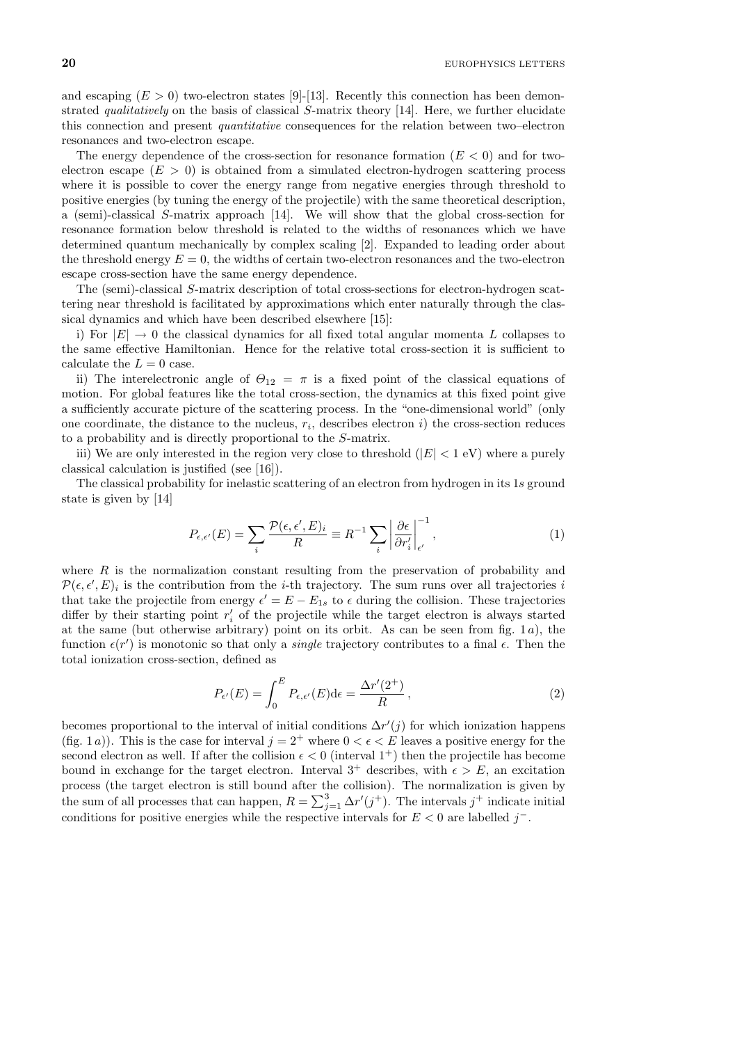and escaping ($E > 0$) two-electron states [9]-[13]. Recently this connection has been demonstrated *qualitatively* on the basis of classical $S$-matrix theory [14]. Here, we further elucidate this connection and present *quantitative* consequences for the relation between two–electron resonances and two-electron escape.

The energy dependence of the cross-section for resonance formation ($E < 0$) and for two-electron escape ($E > 0$) is obtained from a simulated electron-hydrogen scattering process where it is possible to cover the energy range from negative energies through threshold to positive energies (by tuning the energy of the projectile) with the same theoretical description, a (semi)-classical $S$-matrix approach [14]. We will show that the global cross-section for resonance formation below threshold is related to the widths of resonances which we have determined quantum mechanically by complex scaling [2]. Expanded to leading order about the threshold energy $E = 0$, the widths of certain two-electron resonances and the two-electron escape cross-section have the same energy dependence.

The (semi)-classical $S$-matrix description of total cross-sections for electron-hydrogen scattering near threshold is facilitated by approximations which enter naturally through the classical dynamics and which have been described elsewhere [15]:

i) For $|E| \to 0$ the classical dynamics for all fixed total angular momenta $L$ collapses to the same effective Hamiltonian. Hence for the relative total cross-section it is sufficient to calculate the $L = 0$ case.

ii) The interelectronic angle of $\Theta_{12} = \pi$ is a fixed point of the classical equations of motion. For global features like the total cross-section, the dynamics at this fixed point give a sufficiently accurate picture of the scattering process. In the "one-dimensional world" (only one coordinate, the distance to the nucleus, $r_i$, describes electron $i$) the cross-section reduces to a probability and is directly proportional to the $S$-matrix.

iii) We are only interested in the region very close to threshold ($|E| < 1$ eV) where a purely classical calculation is justified (see [16]).

The classical probability for inelastic scattering of an electron from hydrogen in its $1s$ ground state is given by [14]

$$P_{\epsilon,\epsilon'}(E) = \sum_i \frac{\mathcal{P}(\epsilon,\epsilon',E)_i}{R} \equiv R^{-1} \sum_i \left| \frac{\partial \epsilon}{\partial r'_i} \right|_{\epsilon'}^{-1}, \tag{1}$$

where $R$ is the normalization constant resulting from the preservation of probability and $\mathcal{P}(\epsilon,\epsilon',E)_i$ is the contribution from the $i$-th trajectory. The sum runs over all trajectories $i$ that take the projectile from energy $\epsilon' = E - E_{1s}$ to $\epsilon$ during the collision. These trajectories differ by their starting point $r'_i$ of the projectile while the target electron is always started at the same (but otherwise arbitrary) point on its orbit. As can be seen from fig. 1 $a$), the function $\epsilon(r')$ is monotonic so that only a *single* trajectory contributes to a final $\epsilon$. Then the total ionization cross-section, defined as

$$P_{\epsilon'}(E) = \int_0^E P_{\epsilon,\epsilon'}(E)\mathrm{d}\epsilon = \frac{\Delta r'(2^+)}{R}, \tag{2}$$

becomes proportional to the interval of initial conditions $\Delta r'(j)$ for which ionization happens (fig. 1 $a$)). This is the case for interval $j = 2^+$ where $0 < \epsilon < E$ leaves a positive energy for the second electron as well. If after the collision $\epsilon < 0$ (interval $1^+$) then the projectile has become bound in exchange for the target electron. Interval $3^+$ describes, with $\epsilon > E$, an excitation process (the target electron is still bound after the collision). The normalization is given by the sum of all processes that can happen, $R = \sum_{j=1}^{3} \Delta r'(j^+)$. The intervals $j^+$ indicate initial conditions for positive energies while the respective intervals for $E < 0$ are labelled $j^-$.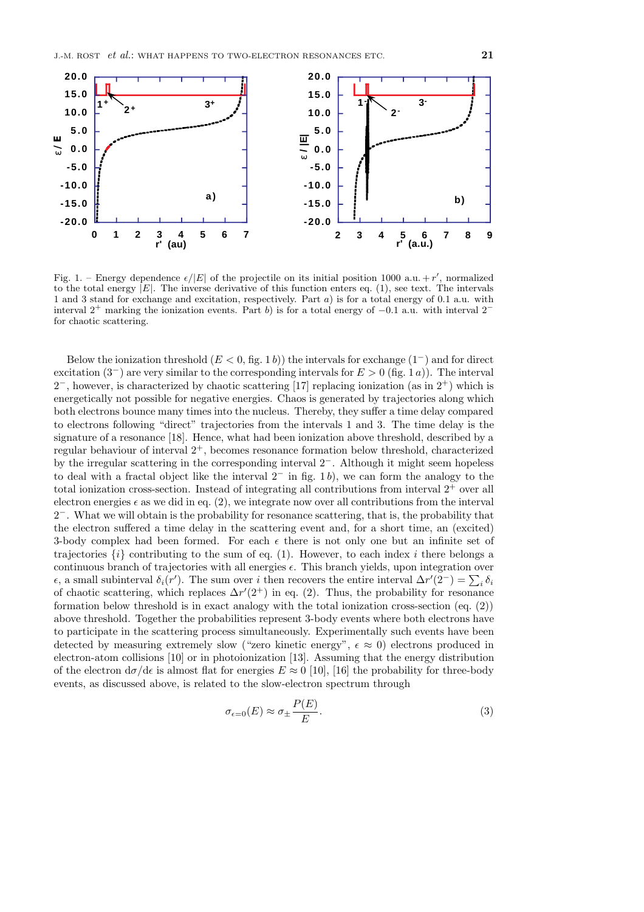Fig. 1. – Energy dependence $\epsilon/|E|$ of the projectile on its initial position 1000 a.u. $+ r'$, normalized to the total energy $|E|$. The inverse derivative of this function enters eq. (1), see text. The intervals 1 and 3 stand for exchange and excitation, respectively. Part *a*) is for a total energy of 0.1 a.u. with interval $2^+$ marking the ionization events. Part *b*) is for a total energy of $-0.1$ a.u. with interval $2^-$ for chaotic scattering.

Below the ionization threshold ($E < 0$, fig. 1 *b*)) the intervals for exchange ($1^-$) and for direct excitation ($3^-$) are very similar to the corresponding intervals for $E > 0$ (fig. 1 *a*)). The interval $2^-$, however, is characterized by chaotic scattering [17] replacing ionization (as in $2^+$) which is energetically not possible for negative energies. Chaos is generated by trajectories along which both electrons bounce many times into the nucleus. Thereby, they suffer a time delay compared to electrons following "direct" trajectories from the intervals 1 and 3. The time delay is the signature of a resonance [18]. Hence, what had been ionization above threshold, described by a regular behaviour of interval $2^+$, becomes resonance formation below threshold, characterized by the irregular scattering in the corresponding interval $2^-$. Although it might seem hopeless to deal with a fractal object like the interval $2^-$ in fig. 1 *b*), we can form the analogy to the total ionization cross-section. Instead of integrating all contributions from interval $2^+$ over all electron energies $\epsilon$ as we did in eq. (2), we integrate now over all contributions from the interval $2^-$. What we will obtain is the probability for resonance scattering, that is, the probability that the electron suffered a time delay in the scattering event and, for a short time, an (excited) 3-body complex had been formed. For each $\epsilon$ there is not only one but an infinite set of trajectories $\{i\}$ contributing to the sum of eq. (1). However, to each index $i$ there belongs a continuous branch of trajectories with all energies $\epsilon$. This branch yields, upon integration over $\epsilon$, a small subinterval $\delta_i(r')$. The sum over $i$ then recovers the entire interval $\Delta r'(2^-) = \sum_i \delta_i$ of chaotic scattering, which replaces $\Delta r'(2^+)$ in eq. (2). Thus, the probability for resonance formation below threshold is in exact analogy with the total ionization cross-section (eq. (2)) above threshold. Together the probabilities represent 3-body events where both electrons have to participate in the scattering process simultaneously. Experimentally such events have been detected by measuring extremely slow ("zero kinetic energy", $\epsilon \approx 0$) electrons produced in electron-atom collisions [10] or in photoionization [13]. Assuming that the energy distribution of the electron $\mathrm{d}\sigma/\mathrm{d}\epsilon$ is almost flat for energies $E \approx 0$ [10], [16] the probability for three-body events, as discussed above, is related to the slow-electron spectrum through

$$\sigma_{\epsilon=0}(E) \approx \sigma_{\pm} \frac{P(E)}{E}. \tag{3}$$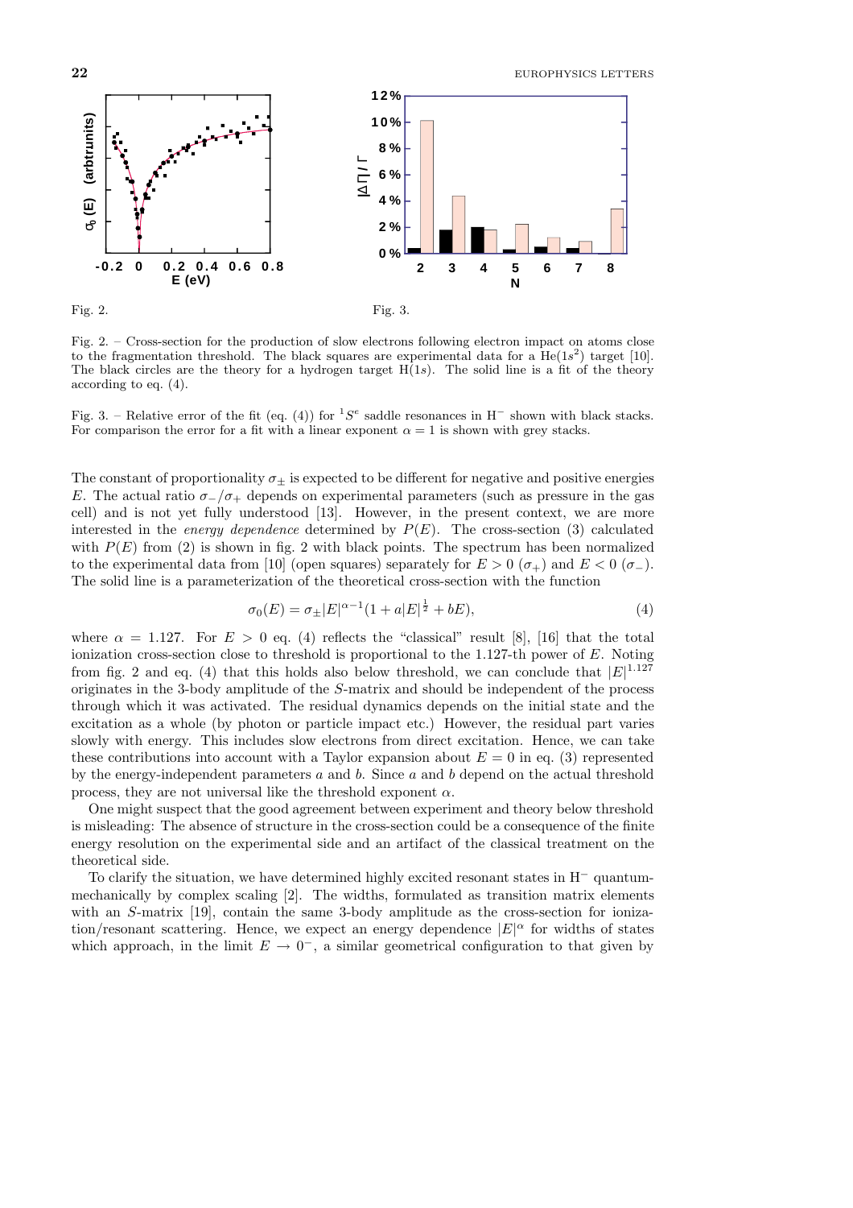Fig. 2.

Fig. 3.

Fig. 2. – Cross-section for the production of slow electrons following electron impact on atoms close to the fragmentation threshold. The black squares are experimental data for a He($1s^2$) target [10]. The black circles are the theory for a hydrogen target H($1s$). The solid line is a fit of the theory according to eq. (4).

Fig. 3. – Relative error of the fit (eq. (4)) for $^1S^e$ saddle resonances in H$^-$ shown with black stacks. For comparison the error for a fit with a linear exponent $\alpha = 1$ is shown with grey stacks.

The constant of proportionality $\sigma_\pm$ is expected to be different for negative and positive energies $E$. The actual ratio $\sigma_-/\sigma_+$ depends on experimental parameters (such as pressure in the gas cell) and is not yet fully understood [13]. However, in the present context, we are more interested in the *energy dependence* determined by $P(E)$. The cross-section (3) calculated with $P(E)$ from (2) is shown in fig. 2 with black points. The spectrum has been normalized to the experimental data from [10] (open squares) separately for $E > 0$ ($\sigma_+$) and $E < 0$ ($\sigma_-$). The solid line is a parameterization of the theoretical cross-section with the function

$$\sigma_0(E) = \sigma_\pm |E|^{\alpha-1}(1 + a|E|^{\frac{1}{2}} + bE), \tag{4}$$

where $\alpha = 1.127$. For $E > 0$ eq. (4) reflects the "classical" result [8], [16] that the total ionization cross-section close to threshold is proportional to the 1.127-th power of $E$. Noting from fig. 2 and eq. (4) that this holds also below threshold, we can conclude that $|E|^{1.127}$ originates in the 3-body amplitude of the $S$-matrix and should be independent of the process through which it was activated. The residual dynamics depends on the initial state and the excitation as a whole (by photon or particle impact etc.) However, the residual part varies slowly with energy. This includes slow electrons from direct excitation. Hence, we can take these contributions into account with a Taylor expansion about $E = 0$ in eq. (3) represented by the energy-independent parameters $a$ and $b$. Since $a$ and $b$ depend on the actual threshold process, they are not universal like the threshold exponent $\alpha$.

One might suspect that the good agreement between experiment and theory below threshold is misleading: The absence of structure in the cross-section could be a consequence of the finite energy resolution on the experimental side and an artifact of the classical treatment on the theoretical side.

To clarify the situation, we have determined highly excited resonant states in H$^-$ quantum-mechanically by complex scaling [2]. The widths, formulated as transition matrix elements with an $S$-matrix [19], contain the same 3-body amplitude as the cross-section for ionization/resonant scattering. Hence, we expect an energy dependence $|E|^\alpha$ for widths of states which approach, in the limit $E \to 0^-$, a similar geometrical configuration to that given by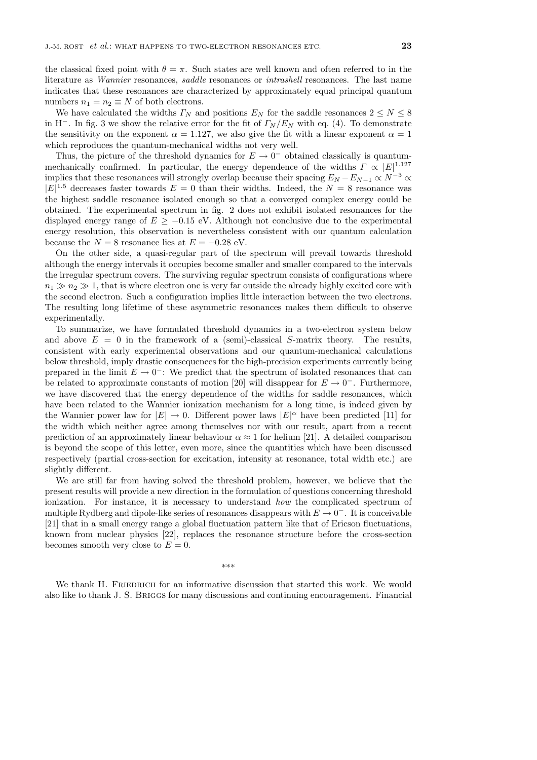the classical fixed point with $\theta = \pi$. Such states are well known and often referred to in the literature as *Wannier* resonances, *saddle* resonances or *intrashell* resonances. The last name indicates that these resonances are characterized by approximately equal principal quantum numbers $n_1 = n_2 \equiv N$ of both electrons.

We have calculated the widths $\Gamma_N$ and positions $E_N$ for the saddle resonances $2 \le N \le 8$ in $H^-$. In fig. 3 we show the relative error for the fit of $\Gamma_N/E_N$ with eq. (4). To demonstrate the sensitivity on the exponent $\alpha = 1.127$, we also give the fit with a linear exponent $\alpha = 1$ which reproduces the quantum-mechanical widths not very well.

Thus, the picture of the threshold dynamics for $E \to 0^-$ obtained classically is quantum-mechanically confirmed. In particular, the energy dependence of the widths $\Gamma \propto |E|^{1.127}$ implies that these resonances will strongly overlap because their spacing $E_N - E_{N-1} \propto N^{-3} \propto |E|^{1.5}$ decreases faster towards $E = 0$ than their widths. Indeed, the $N = 8$ resonance was the highest saddle resonance isolated enough so that a converged complex energy could be obtained. The experimental spectrum in fig. 2 does not exhibit isolated resonances for the displayed energy range of $E \ge -0.15$ eV. Although not conclusive due to the experimental energy resolution, this observation is nevertheless consistent with our quantum calculation because the $N = 8$ resonance lies at $E = -0.28$ eV.

On the other side, a quasi-regular part of the spectrum will prevail towards threshold although the energy intervals it occupies become smaller and smaller compared to the intervals the irregular spectrum covers. The surviving regular spectrum consists of configurations where $n_1 \gg n_2 \gg 1$, that is where electron one is very far outside the already highly excited core with the second electron. Such a configuration implies little interaction between the two electrons. The resulting long lifetime of these asymmetric resonances makes them difficult to observe experimentally.

To summarize, we have formulated threshold dynamics in a two-electron system below and above $E = 0$ in the framework of a (semi)-classical $S$-matrix theory. The results, consistent with early experimental observations and our quantum-mechanical calculations below threshold, imply drastic consequences for the high-precision experiments currently being prepared in the limit $E \to 0^-$: We predict that the spectrum of isolated resonances that can be related to approximate constants of motion [20] will disappear for $E \to 0^-$. Furthermore, we have discovered that the energy dependence of the widths for saddle resonances, which have been related to the Wannier ionization mechanism for a long time, is indeed given by the Wannier power law for $|E| \to 0$. Different power laws $|E|^\alpha$ have been predicted [11] for the width which neither agree among themselves nor with our result, apart from a recent prediction of an approximately linear behaviour $\alpha \approx 1$ for helium [21]. A detailed comparison is beyond the scope of this letter, even more, since the quantities which have been discussed respectively (partial cross-section for excitation, intensity at resonance, total width etc.) are slightly different.

We are still far from having solved the threshold problem, however, we believe that the present results will provide a new direction in the formulation of questions concerning threshold ionization. For instance, it is necessary to understand *how* the complicated spectrum of multiple Rydberg and dipole-like series of resonances disappears with $E \to 0^-$. It is conceivable [21] that in a small energy range a global fluctuation pattern like that of Ericson fluctuations, known from nuclear physics [22], replaces the resonance structure before the cross-section becomes smooth very close to $E = 0$.

\*\*\*

We thank H. Friedrich for an informative discussion that started this work. We would also like to thank J. S. Briggs for many discussions and continuing encouragement. Financial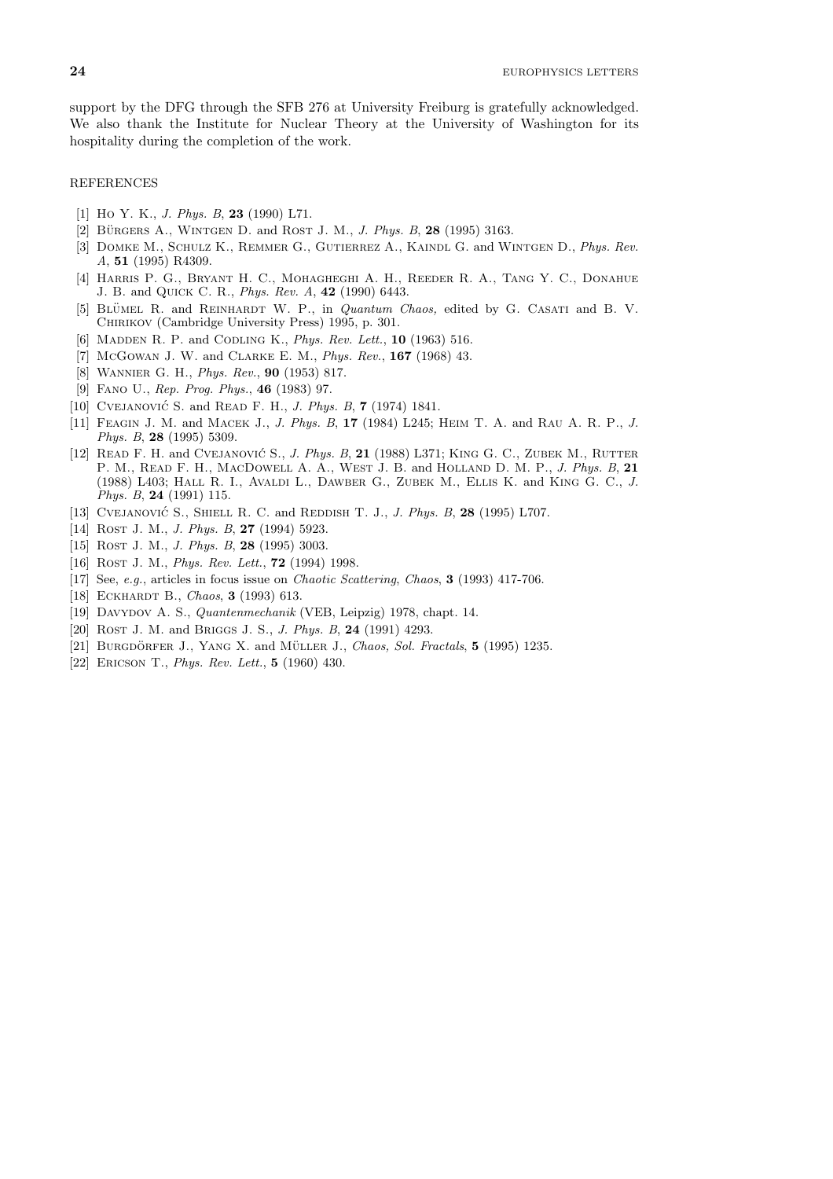support by the DFG through the SFB 276 at University Freiburg is gratefully acknowledged. We also thank the Institute for Nuclear Theory at the University of Washington for its hospitality during the completion of the work.

## REFERENCES

[1] Ho Y. K., *J. Phys. B*, **23** (1990) L71.

[2] Bürgers A., Wintgen D. and Rost J. M., *J. Phys. B*, **28** (1995) 3163.

[3] Domke M., Schulz K., Remmer G., Gutierrez A., Kaindl G. and Wintgen D., *Phys. Rev. A*, **51** (1995) R4309.

[4] Harris P. G., Bryant H. C., Mohagheghi A. H., Reeder R. A., Tang Y. C., Donahue J. B. and Quick C. R., *Phys. Rev. A*, **42** (1990) 6443.

[5] Blümel R. and Reinhardt W. P., in *Quantum Chaos,* edited by G. Casati and B. V. Chirikov (Cambridge University Press) 1995, p. 301.

[6] Madden R. P. and Codling K., *Phys. Rev. Lett.*, **10** (1963) 516.

[7] McGowan J. W. and Clarke E. M., *Phys. Rev.*, **167** (1968) 43.

[8] Wannier G. H., *Phys. Rev.*, **90** (1953) 817.

[9] Fano U., *Rep. Prog. Phys.*, **46** (1983) 97.

[10] Cvejanović S. and Read F. H., *J. Phys. B*, **7** (1974) 1841.

[11] Feagin J. M. and Macek J., *J. Phys. B*, **17** (1984) L245; Heim T. A. and Rau A. R. P., *J. Phys. B*, **28** (1995) 5309.

[12] Read F. H. and Cvejanović S., *J. Phys. B*, **21** (1988) L371; King G. C., Zubek M., Rutter P. M., Read F. H., MacDowell A. A., West J. B. and Holland D. M. P., *J. Phys. B*, **21** (1988) L403; Hall R. I., Avaldi L., Dawber G., Zubek M., Ellis K. and King G. C., *J. Phys. B*, **24** (1991) 115.

[13] Cvejanović S., Shiell R. C. and Reddish T. J., *J. Phys. B*, **28** (1995) L707.

[14] Rost J. M., *J. Phys. B*, **27** (1994) 5923.

[15] Rost J. M., *J. Phys. B*, **28** (1995) 3003.

[16] Rost J. M., *Phys. Rev. Lett.*, **72** (1994) 1998.

[17] See, *e.g.*, articles in focus issue on *Chaotic Scattering*, *Chaos*, **3** (1993) 417-706.

[18] Eckhardt B., *Chaos*, **3** (1993) 613.

[19] Davydov A. S., *Quantenmechanik* (VEB, Leipzig) 1978, chapt. 14.

[20] Rost J. M. and Briggs J. S., *J. Phys. B*, **24** (1991) 4293.

[21] Burgdörfer J., Yang X. and Müller J., *Chaos, Sol. Fractals*, **5** (1995) 1235.

[22] Ericson T., *Phys. Rev. Lett.*, **5** (1960) 430.